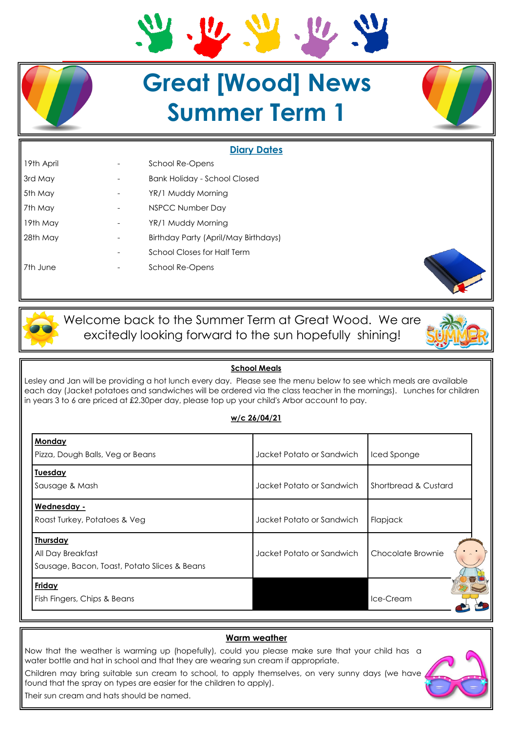# Great [Wood] News
# Summer Term 1

## Diary Dates

| | | |
|---|---|---|
| 19th April | - | School Re-Opens |
| 3rd May | - | Bank Holiday - School Closed |
| 5th May | - | YR/1 Muddy Morning |
| 7th May | - | NSPCC Number Day |
| 19th May | - | YR/1 Muddy Morning |
| 28th May | - | Birthday Party (April/May Birthdays) |
| | - | School Closes for Half Term |
| 7th June | - | School Re-Opens |

Welcome back to the Summer Term at Great Wood. We are excitedly looking forward to the sun hopefully shining!

## School Meals

Lesley and Jan will be providing a hot lunch every day. Please see the menu below to see which meals are available each day (Jacket potatoes and sandwiches will be ordered via the class teacher in the mornings). Lunches for children in years 3 to 6 are priced at £2.30per day, please top up your child's Arbor account to pay.

**w/c 26/04/21**

| | | |
|---|---|---|
| **Monday**<br>Pizza, Dough Balls, Veg or Beans | Jacket Potato or Sandwich | Iced Sponge |
| **Tuesday**<br>Sausage & Mash | Jacket Potato or Sandwich | Shortbread & Custard |
| **Wednesday -**<br>Roast Turkey, Potatoes & Veg | Jacket Potato or Sandwich | Flapjack |
| **Thursday**<br>All Day Breakfast<br>Sausage, Bacon, Toast, Potato Slices & Beans | Jacket Potato or Sandwich | Chocolate Brownie |
| **Friday**<br>Fish Fingers, Chips & Beans | | Ice-Cream |

## Warm weather

Now that the weather is warming up (hopefully), could you please make sure that your child has a water bottle and hat in school and that they are wearing sun cream if appropriate.

Children may bring suitable sun cream to school, to apply themselves, on very sunny days (we have found that the spray on types are easier for the children to apply).

Their sun cream and hats should be named.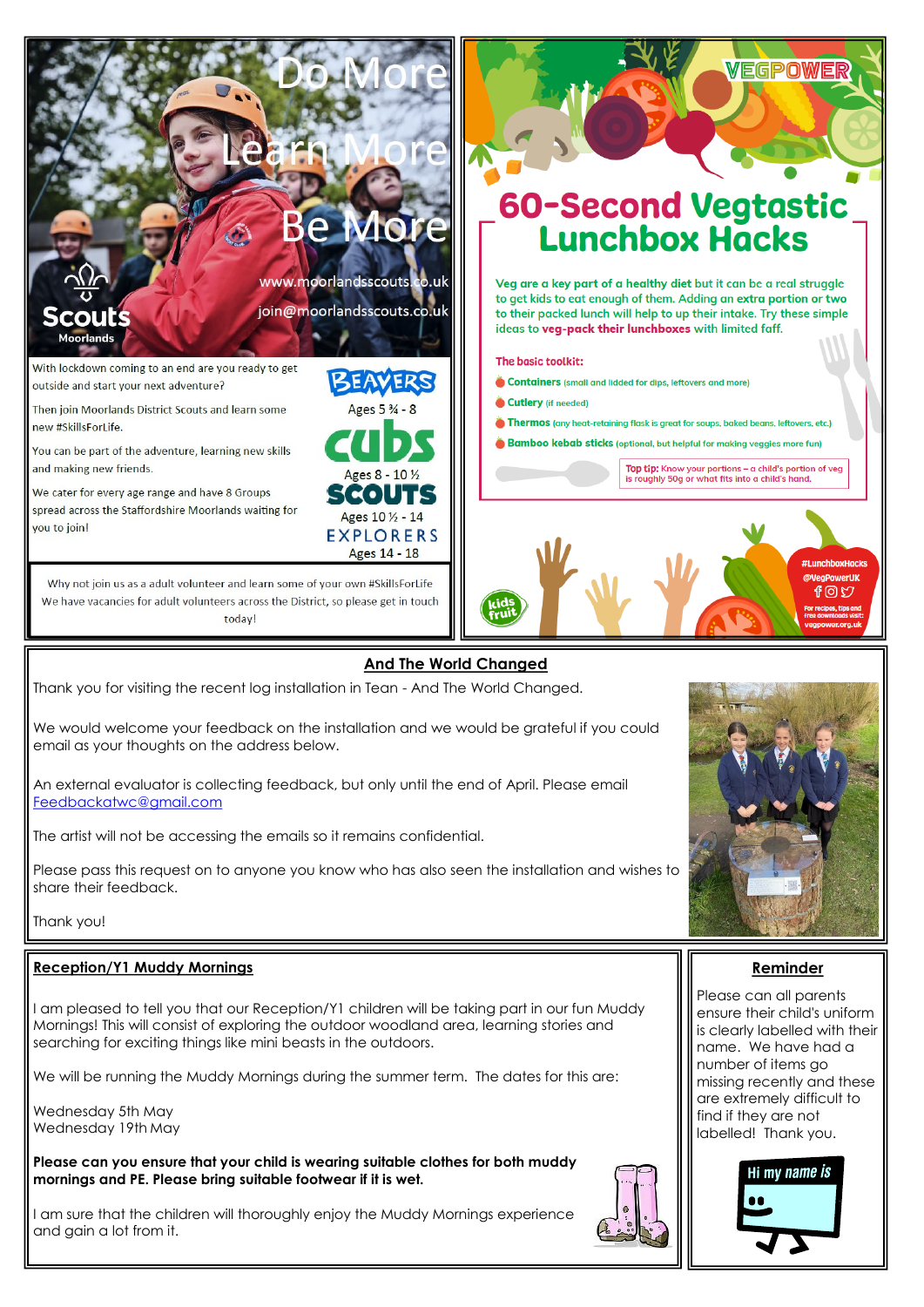Do More

Learn More

Be More

www.moorlandsscouts.co.uk

join@moorlandsscouts.co.uk

Scouts Moorlands

With lockdown coming to an end are you ready to get outside and start your next adventure?

Then join Moorlands District Scouts and learn some new #SkillsForLife.

You can be part of the adventure, learning new skills and making new friends.

We cater for every age range and have 8 Groups spread across the Staffordshire Moorlands waiting for you to join!

BEAVERS Ages 5 ¾ - 8

cubs Ages 8 - 10 ½

SCOUTS Ages 10 ½ - 14

EXPLORERS Ages 14 - 18

Why not join us as a adult volunteer and learn some of your own #SkillsForLife

We have vacancies for adult volunteers across the District, so please get in touch today!

VEGPOWER

## 60-Second Vegtastic Lunchbox Hacks

Veg are a key part of a **healthy diet** but it can be a real struggle to get kids to eat enough of them. Adding an **extra portion or two** to their packed lunch will help to up their intake. Try these simple ideas to **veg-pack their lunchboxes** with limited faff.

**The basic toolkit:**

- **Containers** (small and lidded for dips, leftovers and more)
- **Cutlery** (if needed)
- **Thermos** (any heat-retaining flask is great for soups, baked beans, leftovers, etc.)
- **Bamboo kebab sticks** (optional, but helpful for making veggies more fun)

**Top tip:** Know your portions – a child's portion of veg is roughly 50g or what fits into a child's hand.

kids fruit

#LunchboxHacks
@VegPowerUK

For recipes, tips and free downloads visit: vegpower.org.uk

## And The World Changed

Thank you for visiting the recent log installation in Tean - And The World Changed.

We would welcome your feedback on the installation and we would be grateful if you could email as your thoughts on the address below.

An external evaluator is collecting feedback, but only until the end of April. Please email Feedbackatwc@gmail.com

The artist will not be accessing the emails so it remains confidential.

Please pass this request on to anyone you know who has also seen the installation and wishes to share their feedback.

Thank you!

## Reception/Y1 Muddy Mornings

I am pleased to tell you that our Reception/Y1 children will be taking part in our fun Muddy Mornings! This will consist of exploring the outdoor woodland area, learning stories and searching for exciting things like mini beasts in the outdoors.

We will be running the Muddy Mornings during the summer term. The dates for this are:

Wednesday 5th May
Wednesday 19th May

**Please can you ensure that your child is wearing suitable clothes for both muddy mornings and PE. Please bring suitable footwear if it is wet.**

I am sure that the children will thoroughly enjoy the Muddy Mornings experience and gain a lot from it.

## Reminder

Please can all parents ensure their child's uniform is clearly labelled with their name. We have had a number of items go missing recently and these are extremely difficult to find if they are not labelled! Thank you.

Hi my name is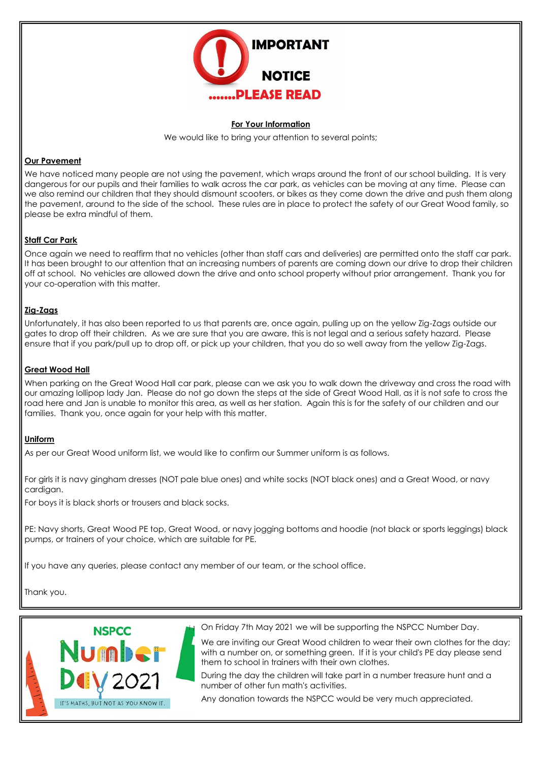# IMPORTANT NOTICE .......PLEASE READ

**For Your Information**

We would like to bring your attention to several points;

**Our Pavement**

We have noticed many people are not using the pavement, which wraps around the front of our school building. It is very dangerous for our pupils and their families to walk across the car park, as vehicles can be moving at any time. Please can we also remind our children that they should dismount scooters, or bikes as they come down the drive and push them along the pavement, around to the side of the school. These rules are in place to protect the safety of our Great Wood family, so please be extra mindful of them.

**Staff Car Park**

Once again we need to reaffirm that no vehicles (other than staff cars and deliveries) are permitted onto the staff car park. It has been brought to our attention that an increasing numbers of parents are coming down our drive to drop their children off at school. No vehicles are allowed down the drive and onto school property without prior arrangement. Thank you for your co-operation with this matter.

**Zig-Zags**

Unfortunately, it has also been reported to us that parents are, once again, pulling up on the yellow Zig-Zags outside our gates to drop off their children. As we are sure that you are aware, this is not legal and a serious safety hazard. Please ensure that if you park/pull up to drop off, or pick up your children, that you do so well away from the yellow Zig-Zags.

**Great Wood Hall**

When parking on the Great Wood Hall car park, please can we ask you to walk down the driveway and cross the road with our amazing lollipop lady Jan. Please do not go down the steps at the side of Great Wood Hall, as it is not safe to cross the road here and Jan is unable to monitor this area, as well as her station. Again this is for the safety of our children and our families. Thank you, once again for your help with this matter.

**Uniform**

As per our Great Wood uniform list, we would like to confirm our Summer uniform is as follows.

For girls it is navy gingham dresses (NOT pale blue ones) and white socks (NOT black ones) and a Great Wood, or navy cardigan.

For boys it is black shorts or trousers and black socks.

PE: Navy shorts, Great Wood PE top, Great Wood, or navy jogging bottoms and hoodie (not black or sports leggings) black pumps, or trainers of your choice, which are suitable for PE.

If you have any queries, please contact any member of our team, or the school office.

Thank you.

---

NSPCC Number Day 2021

IT'S MATHS, BUT NOT AS YOU KNOW IT.

On Friday 7th May 2021 we will be supporting the NSPCC Number Day.

We are inviting our Great Wood children to wear their own clothes for the day; with a number on, or something green. If it is your child's PE day please send them to school in trainers with their own clothes.

During the day the children will take part in a number treasure hunt and a number of other fun math's activities.

Any donation towards the NSPCC would be very much appreciated.